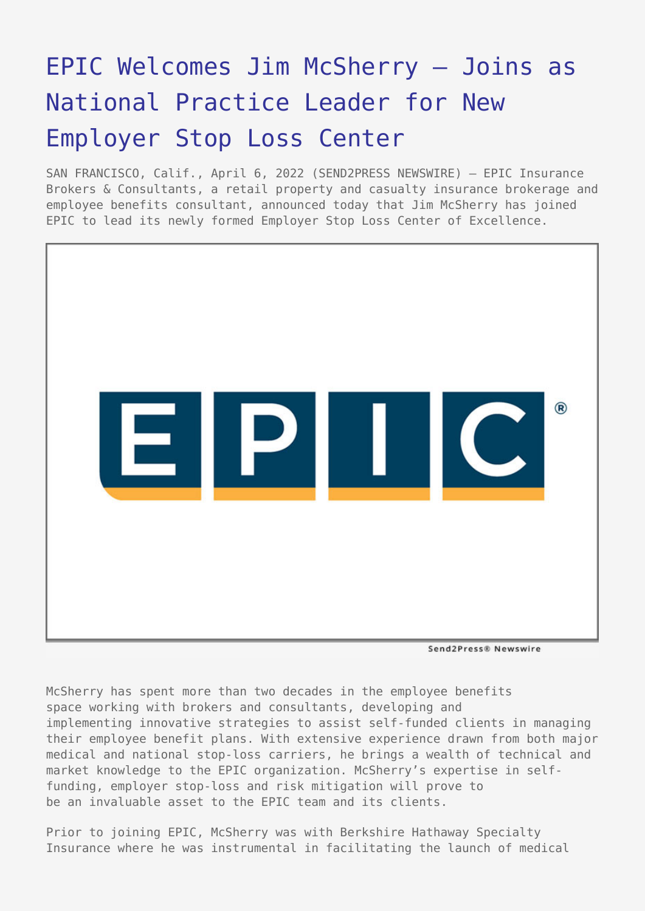# EPIC Welcomes Jim McSherry – Joins as National Practice Leader for New Employer Stop Loss Center

SAN FRANCISCO, Calif., April 6, 2022 (SEND2PRESS NEWSWIRE) — EPIC Insurance Brokers & Consultants, a retail property and casualty insurance brokerage and employee benefits consultant, announced today that Jim McSherry has joined EPIC to lead its newly formed Employer Stop Loss Center of Excellence.

McSherry has spent more than two decades in the employee benefits space working with brokers and consultants, developing and implementing innovative strategies to assist self-funded clients in managing their employee benefit plans. With extensive experience drawn from both major medical and national stop-loss carriers, he brings a wealth of technical and market knowledge to the EPIC organization. McSherry's expertise in self-funding, employer stop-loss and risk mitigation will prove to be an invaluable asset to the EPIC team and its clients.

Prior to joining EPIC, McSherry was with Berkshire Hathaway Specialty Insurance where he was instrumental in facilitating the launch of medical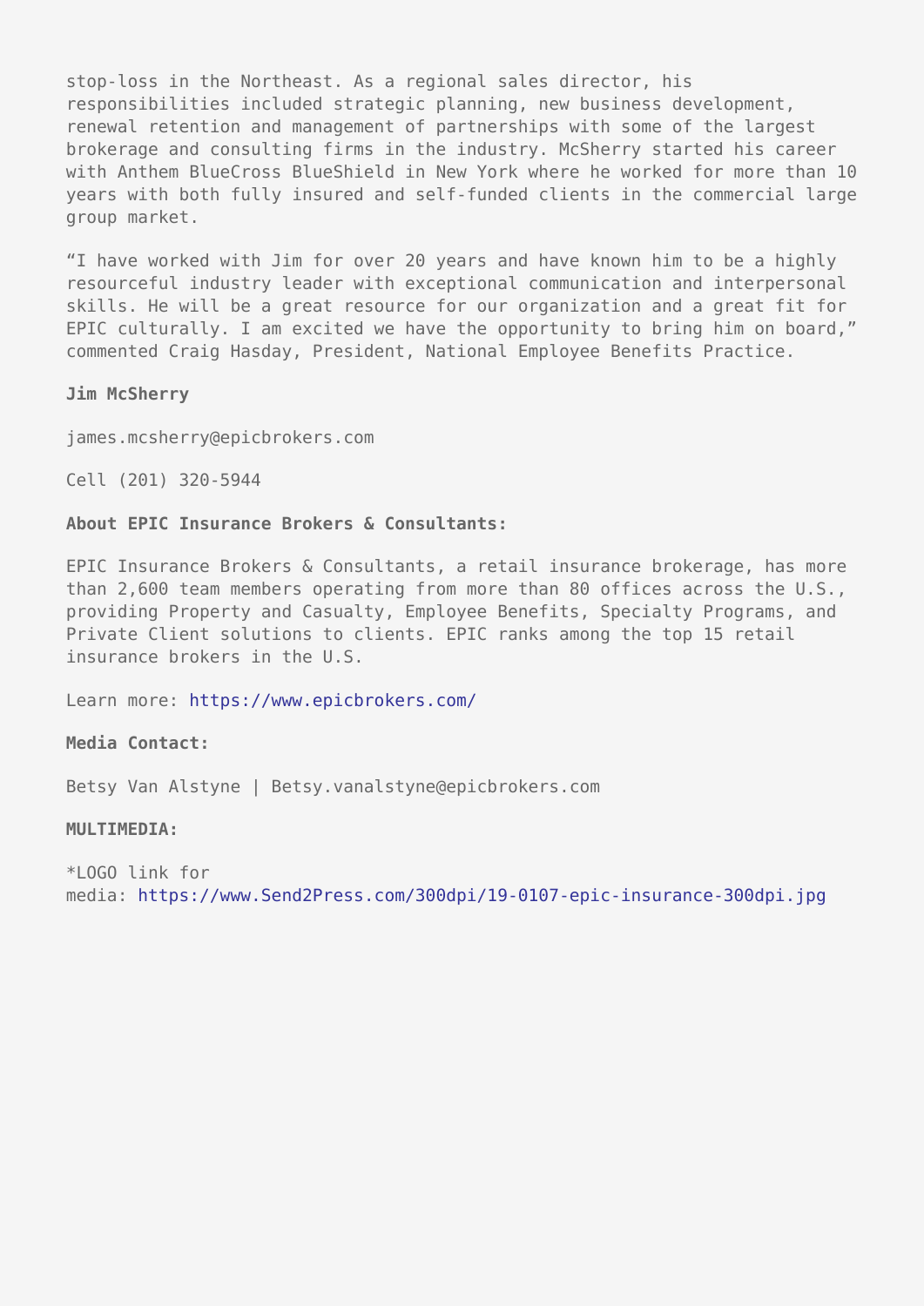stop-loss in the Northeast. As a regional sales director, his responsibilities included strategic planning, new business development, renewal retention and management of partnerships with some of the largest brokerage and consulting firms in the industry. McSherry started his career with Anthem BlueCross BlueShield in New York where he worked for more than 10 years with both fully insured and self-funded clients in the commercial large group market.

“I have worked with Jim for over 20 years and have known him to be a highly resourceful industry leader with exceptional communication and interpersonal skills. He will be a great resource for our organization and a great fit for EPIC culturally. I am excited we have the opportunity to bring him on board,” commented Craig Hasday, President, National Employee Benefits Practice.

**Jim McSherry**

james.mcsherry@epicbrokers.com

Cell (201) 320-5944

**About EPIC Insurance Brokers & Consultants:**

EPIC Insurance Brokers & Consultants, a retail insurance brokerage, has more than 2,600 team members operating from more than 80 offices across the U.S., providing Property and Casualty, Employee Benefits, Specialty Programs, and Private Client solutions to clients. EPIC ranks among the top 15 retail insurance brokers in the U.S.

Learn more: https://www.epicbrokers.com/

**Media Contact:**

Betsy Van Alstyne | Betsy.vanalstyne@epicbrokers.com

**MULTIMEDIA:**

*LOGO link for media: https://www.Send2Press.com/300dpi/19-0107-epic-insurance-300dpi.jpg